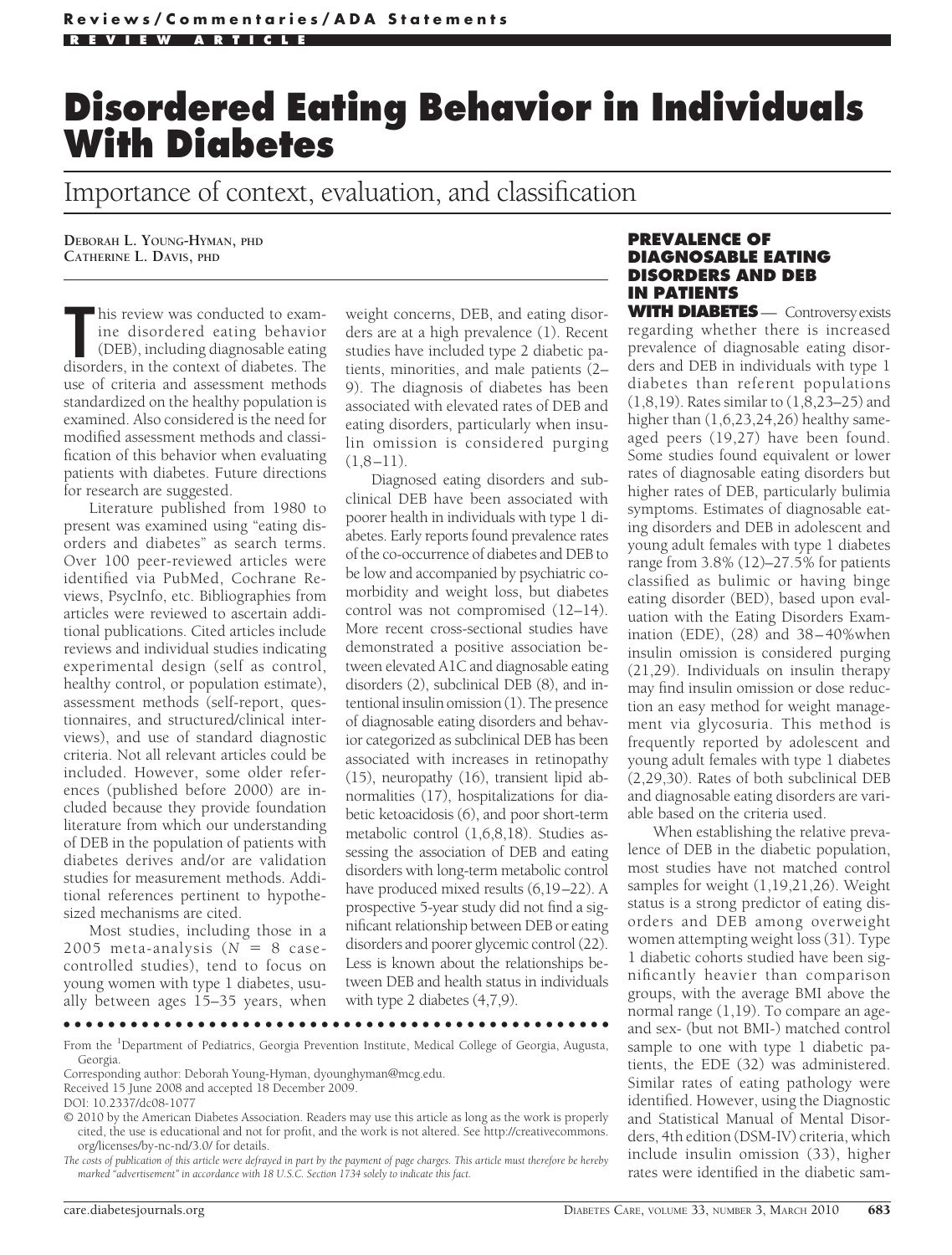Reviews/Commentaries/ADA Statements

REVIEW ARTICLE

# Disordered Eating Behavior in Individuals With Diabetes

## Importance of context, evaluation, and classification

**DEBORAH L. YOUNG-HYMAN, PHD**
**CATHERINE L. DAVIS, PHD**

This review was conducted to examine disordered eating behavior (DEB), including diagnosable eating disorders, in the context of diabetes. The use of criteria and assessment methods standardized on the healthy population is examined. Also considered is the need for modified assessment methods and classification of this behavior when evaluating patients with diabetes. Future directions for research are suggested.

Literature published from 1980 to present was examined using "eating disorders and diabetes" as search terms. Over 100 peer-reviewed articles were identified via PubMed, Cochrane Reviews, PsycInfo, etc. Bibliographies from articles were reviewed to ascertain additional publications. Cited articles include reviews and individual studies indicating experimental design (self as control, healthy control, or population estimate), assessment methods (self-report, questionnaires, and structured/clinical interviews), and use of standard diagnostic criteria. Not all relevant articles could be included. However, some older references (published before 2000) are included because they provide foundation literature from which our understanding of DEB in the population of patients with diabetes derives and/or are validation studies for measurement methods. Additional references pertinent to hypothesized mechanisms are cited.

Most studies, including those in a 2005 meta-analysis ($N = 8$ case-controlled studies), tend to focus on young women with type 1 diabetes, usually between ages 15–35 years, when weight concerns, DEB, and eating disorders are at a high prevalence (1). Recent studies have included type 2 diabetic patients, minorities, and male patients (2–9). The diagnosis of diabetes has been associated with elevated rates of DEB and eating disorders, particularly when insulin omission is considered purging (1,8–11).

Diagnosed eating disorders and subclinical DEB have been associated with poorer health in individuals with type 1 diabetes. Early reports found prevalence rates of the co-occurrence of diabetes and DEB to be low and accompanied by psychiatric comorbidity and weight loss, but diabetes control was not compromised (12–14). More recent cross-sectional studies have demonstrated a positive association between elevated A1C and diagnosable eating disorders (2), subclinical DEB (8), and intentional insulin omission (1). The presence of diagnosable eating disorders and behavior categorized as subclinical DEB has been associated with increases in retinopathy (15), neuropathy (16), transient lipid abnormalities (17), hospitalizations for diabetic ketoacidosis (6), and poor short-term metabolic control (1,6,8,18). Studies assessing the association of DEB and eating disorders with long-term metabolic control have produced mixed results (6,19–22). A prospective 5-year study did not find a significant relationship between DEB or eating disorders and poorer glycemic control (22). Less is known about the relationships between DEB and health status in individuals with type 2 diabetes (4,7,9).

## PREVALENCE OF DIAGNOSABLE EATING DISORDERS AND DEB IN PATIENTS WITH DIABETES

Controversy exists regarding whether there is increased prevalence of diagnosable eating disorders and DEB in individuals with type 1 diabetes than referent populations (1,8,19). Rates similar to (1,8,23–25) and higher than (1,6,23,24,26) healthy same-aged peers (19,27) have been found. Some studies found equivalent or lower rates of diagnosable eating disorders but higher rates of DEB, particularly bulimia symptoms. Estimates of diagnosable eating disorders and DEB in adolescent and young adult females with type 1 diabetes range from 3.8% (12)–27.5% for patients classified as bulimic or having binge eating disorder (BED), based upon evaluation with the Eating Disorders Examination (EDE), (28) and 38–40%when insulin omission is considered purging (21,29). Individuals on insulin therapy may find insulin omission or dose reduction an easy method for weight management via glycosuria. This method is frequently reported by adolescent and young adult females with type 1 diabetes (2,29,30). Rates of both subclinical DEB and diagnosable eating disorders are variable based on the criteria used.

When establishing the relative prevalence of DEB in the diabetic population, most studies have not matched control samples for weight (1,19,21,26). Weight status is a strong predictor of eating disorders and DEB among overweight women attempting weight loss (31). Type 1 diabetic cohorts studied have been significantly heavier than comparison groups, with the average BMI above the normal range (1,19). To compare an age- and sex- (but not BMI-) matched control sample to one with type 1 diabetic patients, the EDE (32) was administered. Similar rates of eating pathology were identified. However, using the Diagnostic and Statistical Manual of Mental Disorders, 4th edition (DSM-IV) criteria, which include insulin omission (33), higher rates were identified in the diabetic sam-

From the [1]Department of Pediatrics, Georgia Prevention Institute, Medical College of Georgia, Augusta, Georgia.

Corresponding author: Deborah Young-Hyman, dyounghyman@mcg.edu.

Received 15 June 2008 and accepted 18 December 2009.

DOI: 10.2337/dc08-1077

© 2010 by the American Diabetes Association. Readers may use this article as long as the work is properly cited, the use is educational and not for profit, and the work is not altered. See http://creativecommons.org/licenses/by-nc-nd/3.0/ for details.

*The costs of publication of this article were defrayed in part by the payment of page charges. This article must therefore be hereby marked "advertisement" in accordance with 18 U.S.C. Section 1734 solely to indicate this fact.*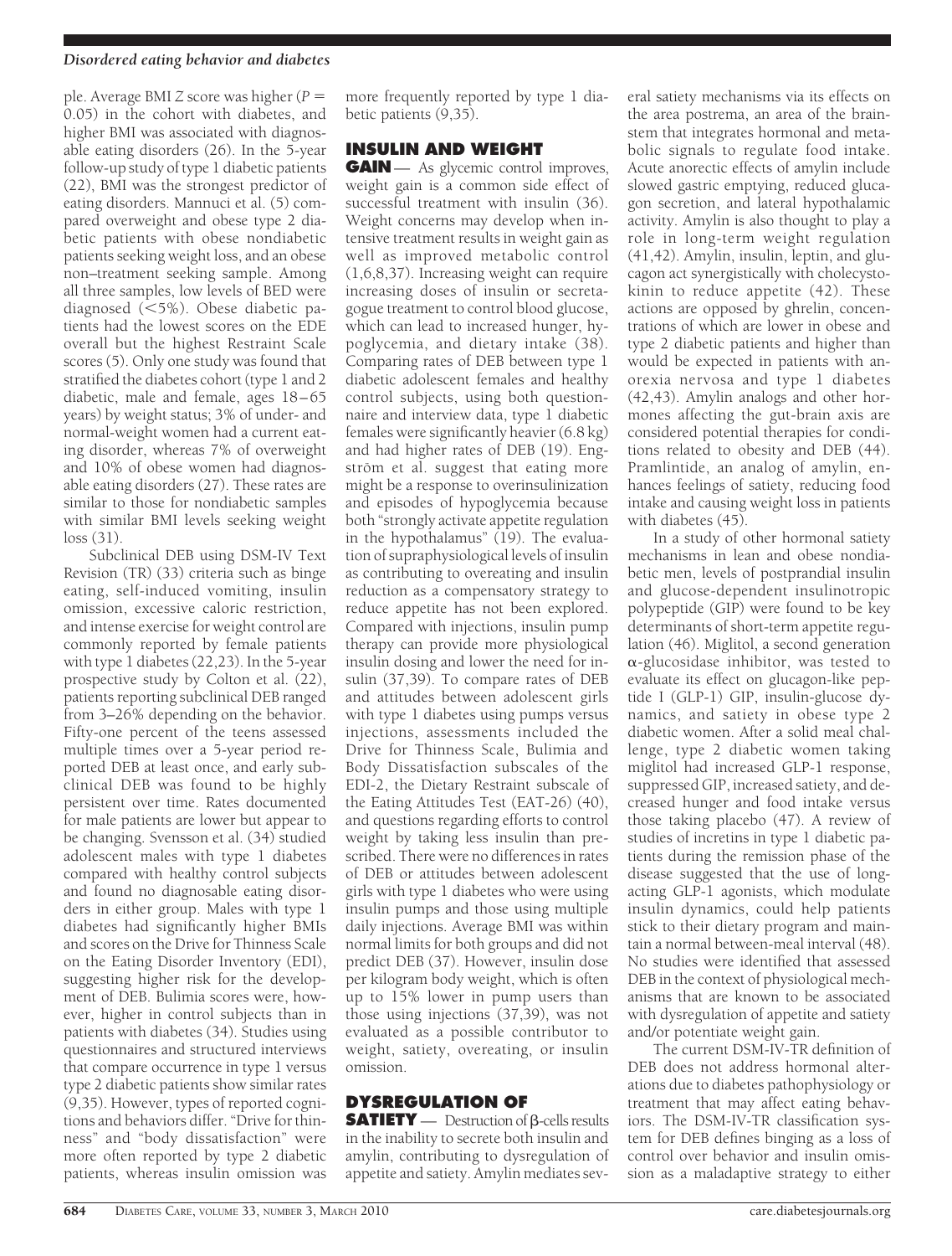ple. Average BMI *Z* score was higher ($P = 0.05$) in the cohort with diabetes, and higher BMI was associated with diagnosable eating disorders (26). In the 5-year follow-up study of type 1 diabetic patients (22), BMI was the strongest predictor of eating disorders. Mannuci et al. (5) compared overweight and obese type 2 diabetic patients with obese nondiabetic patients seeking weight loss, and an obese non–treatment seeking sample. Among all three samples, low levels of BED were diagnosed (<5%). Obese diabetic patients had the lowest scores on the EDE overall but the highest Restraint Scale scores (5). Only one study was found that stratified the diabetes cohort (type 1 and 2 diabetic, male and female, ages 18–65 years) by weight status; 3% of under- and normal-weight women had a current eating disorder, whereas 7% of overweight and 10% of obese women had diagnosable eating disorders (27). These rates are similar to those for nondiabetic samples with similar BMI levels seeking weight loss (31).

Subclinical DEB using DSM-IV Text Revision (TR) (33) criteria such as binge eating, self-induced vomiting, insulin omission, excessive caloric restriction, and intense exercise for weight control are commonly reported by female patients with type 1 diabetes (22,23). In the 5-year prospective study by Colton et al. (22), patients reporting subclinical DEB ranged from 3–26% depending on the behavior. Fifty-one percent of the teens assessed multiple times over a 5-year period reported DEB at least once, and early subclinical DEB was found to be highly persistent over time. Rates documented for male patients are lower but appear to be changing. Svensson et al. (34) studied adolescent males with type 1 diabetes compared with healthy control subjects and found no diagnosable eating disorders in either group. Males with type 1 diabetes had significantly higher BMIs and scores on the Drive for Thinness Scale on the Eating Disorder Inventory (EDI), suggesting higher risk for the development of DEB. Bulimia scores were, however, higher in control subjects than in patients with diabetes (34). Studies using questionnaires and structured interviews that compare occurrence in type 1 versus type 2 diabetic patients show similar rates (9,35). However, types of reported cognitions and behaviors differ. "Drive for thinness" and "body dissatisfaction" were more often reported by type 2 diabetic patients, whereas insulin omission was more frequently reported by type 1 diabetic patients (9,35).

## INSULIN AND WEIGHT GAIN

— As glycemic control improves, weight gain is a common side effect of successful treatment with insulin (36). Weight concerns may develop when intensive treatment results in weight gain as well as improved metabolic control (1,6,8,37). Increasing weight can require increasing doses of insulin or secretagogue treatment to control blood glucose, which can lead to increased hunger, hypoglycemia, and dietary intake (38). Comparing rates of DEB between type 1 diabetic adolescent females and healthy control subjects, using both questionnaire and interview data, type 1 diabetic females were significantly heavier (6.8 kg) and had higher rates of DEB (19). Engström et al. suggest that eating more might be a response to overinsulinization and episodes of hypoglycemia because both "strongly activate appetite regulation in the hypothalamus" (19). The evaluation of supraphysiological levels of insulin as contributing to overeating and insulin reduction as a compensatory strategy to reduce appetite has not been explored. Compared with injections, insulin pump therapy can provide more physiological insulin dosing and lower the need for insulin (37,39). To compare rates of DEB and attitudes between adolescent girls with type 1 diabetes using pumps versus injections, assessments included the Drive for Thinness Scale, Bulimia and Body Dissatisfaction subscales of the EDI-2, the Dietary Restraint subscale of the Eating Attitudes Test (EAT-26) (40), and questions regarding efforts to control weight by taking less insulin than prescribed. There were no differences in rates of DEB or attitudes between adolescent girls with type 1 diabetes who were using insulin pumps and those using multiple daily injections. Average BMI was within normal limits for both groups and did not predict DEB (37). However, insulin dose per kilogram body weight, which is often up to 15% lower in pump users than those using injections (37,39), was not evaluated as a possible contributor to weight, satiety, overeating, or insulin omission.

## DYSREGULATION OF SATIETY

— Destruction of β-cells results in the inability to secrete both insulin and amylin, contributing to dysregulation of appetite and satiety. Amylin mediates several satiety mechanisms via its effects on the area postrema, an area of the brainstem that integrates hormonal and metabolic signals to regulate food intake. Acute anorectic effects of amylin include slowed gastric emptying, reduced glucagon secretion, and lateral hypothalamic activity. Amylin is also thought to play a role in long-term weight regulation (41,42). Amylin, insulin, leptin, and glucagon act synergistically with cholecystokinin to reduce appetite (42). These actions are opposed by ghrelin, concentrations of which are lower in obese and type 2 diabetic patients and higher than would be expected in patients with anorexia nervosa and type 1 diabetes (42,43). Amylin analogs and other hormones affecting the gut-brain axis are considered potential therapies for conditions related to obesity and DEB (44). Pramlintide, an analog of amylin, enhances feelings of satiety, reducing food intake and causing weight loss in patients with diabetes (45).

In a study of other hormonal satiety mechanisms in lean and obese nondiabetic men, levels of postprandial insulin and glucose-dependent insulinotropic polypeptide (GIP) were found to be key determinants of short-term appetite regulation (46). Miglitol, a second generation α-glucosidase inhibitor, was tested to evaluate its effect on glucagon-like peptide I (GLP-1) GIP, insulin-glucose dynamics, and satiety in obese type 2 diabetic women. After a solid meal challenge, type 2 diabetic women taking miglitol had increased GLP-1 response, suppressed GIP, increased satiety, and decreased hunger and food intake versus those taking placebo (47). A review of studies of incretins in type 1 diabetic patients during the remission phase of the disease suggested that the use of long-acting GLP-1 agonists, which modulate insulin dynamics, could help patients stick to their dietary program and maintain a normal between-meal interval (48). No studies were identified that assessed DEB in the context of physiological mechanisms that are known to be associated with dysregulation of appetite and satiety and/or potentiate weight gain.

The current DSM-IV-TR definition of DEB does not address hormonal alterations due to diabetes pathophysiology or treatment that may affect eating behaviors. The DSM-IV-TR classification system for DEB defines binging as a loss of control over behavior and insulin omission as a maladaptive strategy to either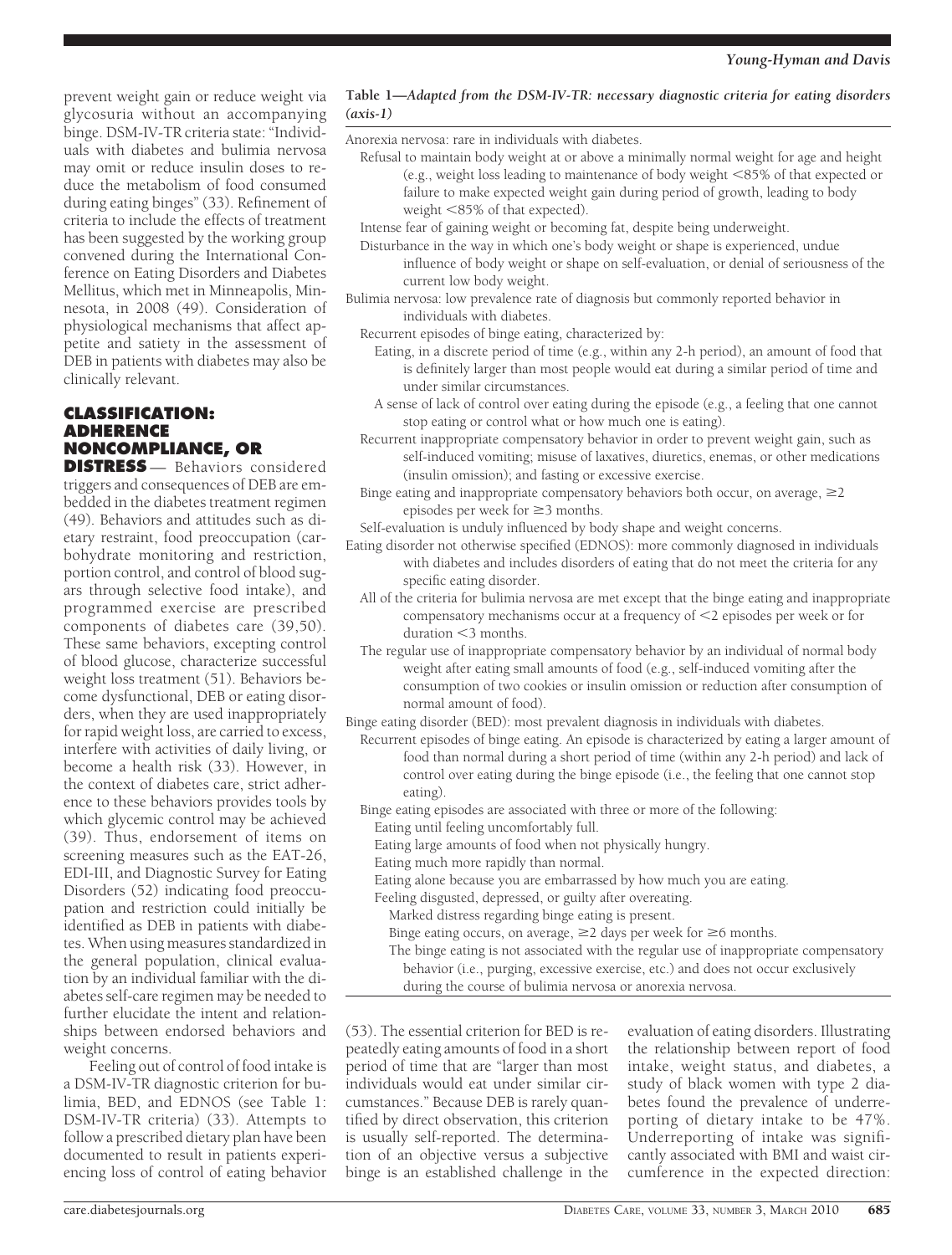prevent weight gain or reduce weight via glycosuria without an accompanying binge. DSM-IV-TR criteria state: "Individuals with diabetes and bulimia nervosa may omit or reduce insulin doses to reduce the metabolism of food consumed during eating binges" (33). Refinement of criteria to include the effects of treatment has been suggested by the working group convened during the International Conference on Eating Disorders and Diabetes Mellitus, which met in Minneapolis, Minnesota, in 2008 (49). Consideration of physiological mechanisms that affect appetite and satiety in the assessment of DEB in patients with diabetes may also be clinically relevant.

## CLASSIFICATION: ADHERENCE NONCOMPLIANCE, OR DISTRESS

— Behaviors considered triggers and consequences of DEB are embedded in the diabetes treatment regimen (49). Behaviors and attitudes such as dietary restraint, food preoccupation (carbohydrate monitoring and restriction, portion control, and control of blood sugars through selective food intake), and programmed exercise are prescribed components of diabetes care (39,50). These same behaviors, excepting control of blood glucose, characterize successful weight loss treatment (51). Behaviors become dysfunctional, DEB or eating disorders, when they are used inappropriately for rapid weight loss, are carried to excess, interfere with activities of daily living, or become a health risk (33). However, in the context of diabetes care, strict adherence to these behaviors provides tools by which glycemic control may be achieved (39). Thus, endorsement of items on screening measures such as the EAT-26, EDI-III, and Diagnostic Survey for Eating Disorders (52) indicating food preoccupation and restriction could initially be identified as DEB in patients with diabetes. When using measures standardized in the general population, clinical evaluation by an individual familiar with the diabetes self-care regimen may be needed to further elucidate the intent and relationships between endorsed behaviors and weight concerns.

Feeling out of control of food intake is a DSM-IV-TR diagnostic criterion for bulimia, BED, and EDNOS (see Table 1: DSM-IV-TR criteria) (33). Attempts to follow a prescribed dietary plan have been documented to result in patients experiencing loss of control of eating behavior (53). The essential criterion for BED is repeatedly eating amounts of food in a short period of time that are "larger than most individuals would eat under similar circumstances." Because DEB is rarely quantified by direct observation, this criterion is usually self-reported. The determination of an objective versus a subjective binge is an established challenge in the evaluation of eating disorders. Illustrating the relationship between report of food intake, weight status, and diabetes, a study of black women with type 2 diabetes found the prevalence of underreporting of dietary intake to be 47%. Underreporting of intake was significantly associated with BMI and waist circumference in the expected direction:

**Table 1—*Adapted from the DSM-IV-TR: necessary diagnostic criteria for eating disorders (axis-1)***

Anorexia nervosa: rare in individuals with diabetes.
- Refusal to maintain body weight at or above a minimally normal weight for age and height (e.g., weight loss leading to maintenance of body weight <85% of that expected or failure to make expected weight gain during period of growth, leading to body weight <85% of that expected).
- Intense fear of gaining weight or becoming fat, despite being underweight.
- Disturbance in the way in which one's body weight or shape is experienced, undue influence of body weight or shape on self-evaluation, or denial of seriousness of the current low body weight.

Bulimia nervosa: low prevalence rate of diagnosis but commonly reported behavior in individuals with diabetes.
- Recurrent episodes of binge eating, characterized by:
  - Eating, in a discrete period of time (e.g., within any 2-h period), an amount of food that is definitely larger than most people would eat during a similar period of time and under similar circumstances.
  - A sense of lack of control over eating during the episode (e.g., a feeling that one cannot stop eating or control what or how much one is eating).
- Recurrent inappropriate compensatory behavior in order to prevent weight gain, such as self-induced vomiting; misuse of laxatives, diuretics, enemas, or other medications (insulin omission); and fasting or excessive exercise.
- Binge eating and inappropriate compensatory behaviors both occur, on average, ≥2 episodes per week for ≥3 months.
- Self-evaluation is unduly influenced by body shape and weight concerns.

Eating disorder not otherwise specified (EDNOS): more commonly diagnosed in individuals with diabetes and includes disorders of eating that do not meet the criteria for any specific eating disorder.
- All of the criteria for bulimia nervosa are met except that the binge eating and inappropriate compensatory mechanisms occur at a frequency of <2 episodes per week or for duration <3 months.
- The regular use of inappropriate compensatory behavior by an individual of normal body weight after eating small amounts of food (e.g., self-induced vomiting after the consumption of two cookies or insulin omission or reduction after consumption of normal amount of food).

Binge eating disorder (BED): most prevalent diagnosis in individuals with diabetes.
- Recurrent episodes of binge eating. An episode is characterized by eating a larger amount of food than normal during a short period of time (within any 2-h period) and lack of control over eating during the binge episode (i.e., the feeling that one cannot stop eating).
- Binge eating episodes are associated with three or more of the following:
  - Eating until feeling uncomfortably full.
  - Eating large amounts of food when not physically hungry.
  - Eating much more rapidly than normal.
  - Eating alone because you are embarrassed by how much you are eating.
  - Feeling disgusted, depressed, or guilty after overeating.
    - Marked distress regarding binge eating is present.
    - Binge eating occurs, on average, ≥2 days per week for ≥6 months.
    - The binge eating is not associated with the regular use of inappropriate compensatory behavior (i.e., purging, excessive exercise, etc.) and does not occur exclusively during the course of bulimia nervosa or anorexia nervosa.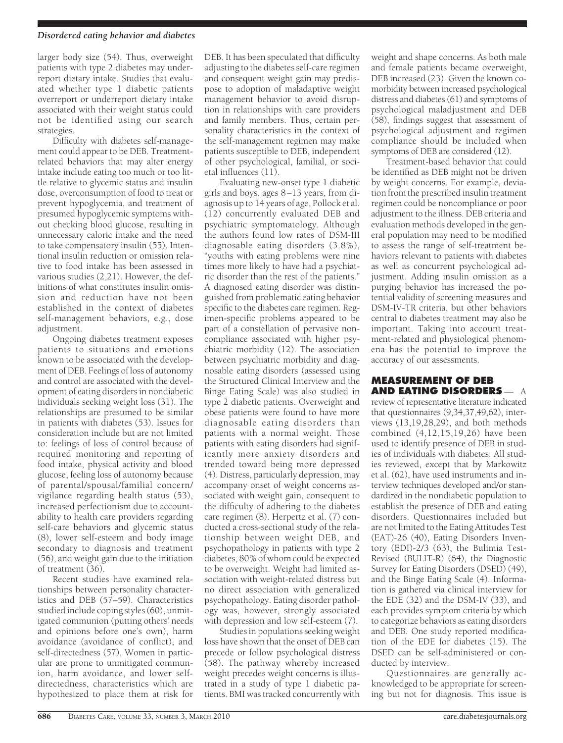larger body size (54). Thus, overweight patients with type 2 diabetes may underreport dietary intake. Studies that evaluated whether type 1 diabetic patients overreport or underreport dietary intake associated with their weight status could not be identified using our search strategies.

Difficulty with diabetes self-management could appear to be DEB. Treatment-related behaviors that may alter energy intake include eating too much or too little relative to glycemic status and insulin dose, overconsumption of food to treat or prevent hypoglycemia, and treatment of presumed hypoglycemic symptoms without checking blood glucose, resulting in unnecessary caloric intake and the need to take compensatory insulin (55). Intentional insulin reduction or omission relative to food intake has been assessed in various studies (2,21). However, the definitions of what constitutes insulin omission and reduction have not been established in the context of diabetes self-management behaviors, e.g., dose adjustment.

Ongoing diabetes treatment exposes patients to situations and emotions known to be associated with the development of DEB. Feelings of loss of autonomy and control are associated with the development of eating disorders in nondiabetic individuals seeking weight loss (31). The relationships are presumed to be similar in patients with diabetes (53). Issues for consideration include but are not limited to: feelings of loss of control because of required monitoring and reporting of food intake, physical activity and blood glucose, feeling loss of autonomy because of parental/spousal/familial concern/vigilance regarding health status (53), increased perfectionism due to accountability to health care providers regarding self-care behaviors and glycemic status (8), lower self-esteem and body image secondary to diagnosis and treatment (56), and weight gain due to the initiation of treatment (36).

Recent studies have examined relationships between personality characteristics and DEB (57–59). Characteristics studied include coping styles (60), unmitigated communion (putting others' needs and opinions before one's own), harm avoidance (avoidance of conflict), and self-directedness (57). Women in particular are prone to unmitigated communion, harm avoidance, and lower self-directedness, characteristics which are hypothesized to place them at risk for DEB. It has been speculated that difficulty adjusting to the diabetes self-care regimen and consequent weight gain may predispose to adoption of maladaptive weight management behavior to avoid disruption in relationships with care providers and family members. Thus, certain personality characteristics in the context of the self-management regimen may make patients susceptible to DEB, independent of other psychological, familial, or societal influences (11).

Evaluating new-onset type 1 diabetic girls and boys, ages 8–13 years, from diagnosis up to 14 years of age, Pollock et al. (12) concurrently evaluated DEB and psychiatric symptomatology. Although the authors found low rates of DSM-III diagnosable eating disorders (3.8%), "youths with eating problems were nine times more likely to have had a psychiatric disorder than the rest of the patients." A diagnosed eating disorder was distinguished from problematic eating behavior specific to the diabetes care regimen. Regimen-specific problems appeared to be part of a constellation of pervasive noncompliance associated with higher psychiatric morbidity (12). The association between psychiatric morbidity and diagnosable eating disorders (assessed using the Structured Clinical Interview and the Binge Eating Scale) was also studied in type 2 diabetic patients. Overweight and obese patients were found to have more diagnosable eating disorders than patients with a normal weight. Those patients with eating disorders had significantly more anxiety disorders and trended toward being more depressed (4). Distress, particularly depression, may accompany onset of weight concerns associated with weight gain, consequent to the difficulty of adhering to the diabetes care regimen (8). Herpertz et al. (7) conducted a cross-sectional study of the relationship between weight DEB, and psychopathology in patients with type 2 diabetes, 80% of whom could be expected to be overweight. Weight had limited association with weight-related distress but no direct association with generalized psychopathology. Eating disorder pathology was, however, strongly associated with depression and low self-esteem (7).

Studies in populations seeking weight loss have shown that the onset of DEB can precede or follow psychological distress (58). The pathway whereby increased weight precedes weight concerns is illustrated in a study of type 1 diabetic patients. BMI was tracked concurrently with weight and shape concerns. As both male and female patients became overweight, DEB increased (23). Given the known comorbidity between increased psychological distress and diabetes (61) and symptoms of psychological maladjustment and DEB (58), findings suggest that assessment of psychological adjustment and regimen compliance should be included when symptoms of DEB are considered (12).

Treatment-based behavior that could be identified as DEB might not be driven by weight concerns. For example, deviation from the prescribed insulin treatment regimen could be noncompliance or poor adjustment to the illness. DEB criteria and evaluation methods developed in the general population may need to be modified to assess the range of self-treatment behaviors relevant to patients with diabetes as well as concurrent psychological adjustment. Adding insulin omission as a purging behavior has increased the potential validity of screening measures and DSM-IV-TR criteria, but other behaviors central to diabetes treatment may also be important. Taking into account treatment-related and physiological phenomena has the potential to improve the accuracy of our assessments.

## MEASUREMENT OF DEB AND EATING DISORDERS

A review of representative literature indicated that questionnaires (9,34,37,49,62), interviews (13,19,28,29), and both methods combined (4,12,15,19,26) have been used to identify presence of DEB in studies of individuals with diabetes. All studies reviewed, except that by Markowitz et al. (62), have used instruments and interview techniques developed and/or standardized in the nondiabetic population to establish the presence of DEB and eating disorders. Questionnaires included but are not limited to the Eating Attitudes Test (EAT)-26 (40), Eating Disorders Inventory (EDI)-2/3 (63), the Bulimia Test-Revised (BULIT-R) (64), the Diagnostic Survey for Eating Disorders (DSED) (49), and the Binge Eating Scale (4). Information is gathered via clinical interview for the EDE (32) and the DSM-IV (33), and each provides symptom criteria by which to categorize behaviors as eating disorders and DEB. One study reported modification of the EDE for diabetes (15). The DSED can be self-administered or conducted by interview.

Questionnaires are generally acknowledged to be appropriate for screening but not for diagnosis. This issue is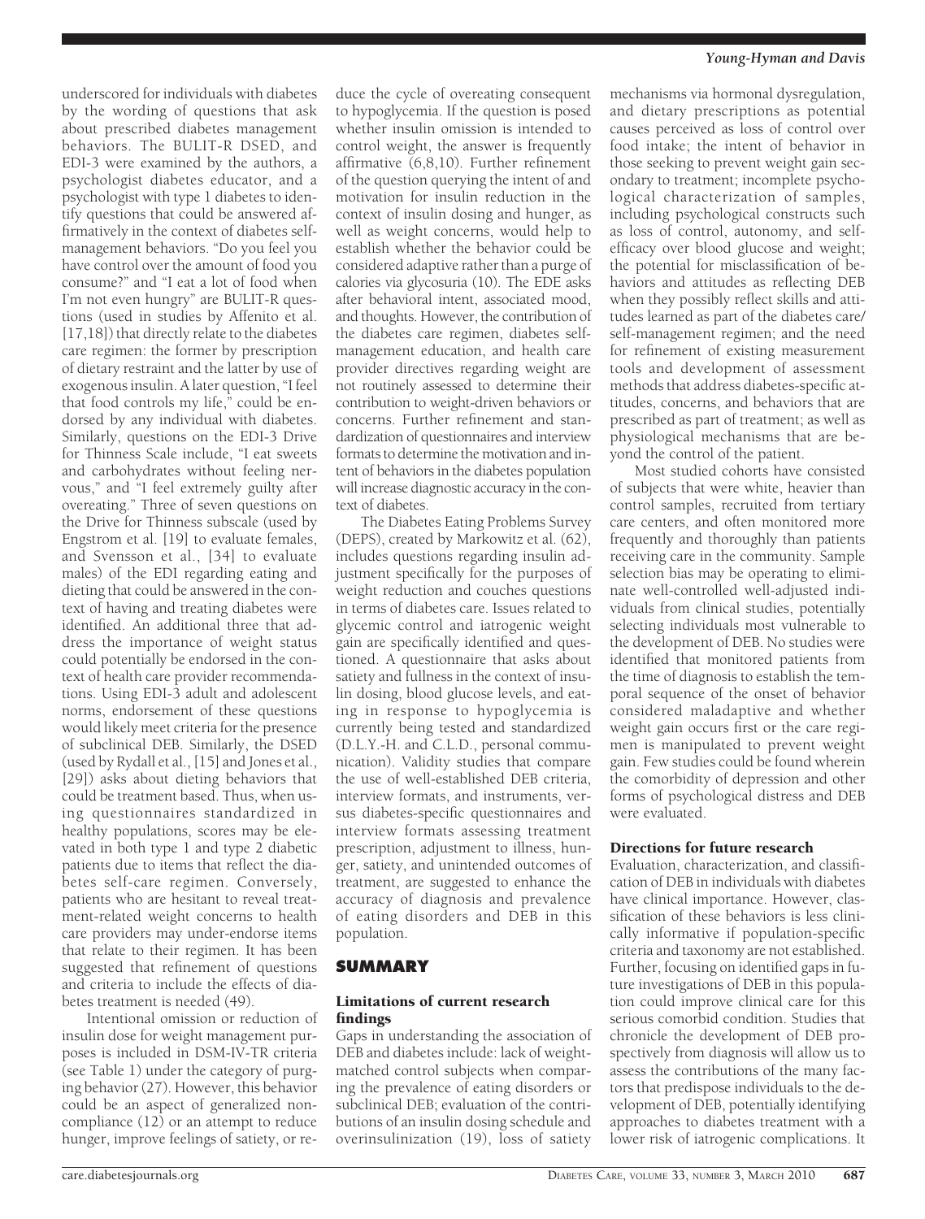underscored for individuals with diabetes by the wording of questions that ask about prescribed diabetes management behaviors. The BULIT-R DSED, and EDI-3 were examined by the authors, a psychologist diabetes educator, and a psychologist with type 1 diabetes to identify questions that could be answered affirmatively in the context of diabetes self-management behaviors. "Do you feel you have control over the amount of food you consume?" and "I eat a lot of food when I'm not even hungry" are BULIT-R questions (used in studies by Affenito et al. [17,18]) that directly relate to the diabetes care regimen: the former by prescription of dietary restraint and the latter by use of exogenous insulin. A later question, "I feel that food controls my life," could be endorsed by any individual with diabetes. Similarly, questions on the EDI-3 Drive for Thinness Scale include, "I eat sweets and carbohydrates without feeling nervous," and "I feel extremely guilty after overeating." Three of seven questions on the Drive for Thinness subscale (used by Engstrom et al. [19] to evaluate females, and Svensson et al., [34] to evaluate males) of the EDI regarding eating and dieting that could be answered in the context of having and treating diabetes were identified. An additional three that address the importance of weight status could potentially be endorsed in the context of health care provider recommendations. Using EDI-3 adult and adolescent norms, endorsement of these questions would likely meet criteria for the presence of subclinical DEB. Similarly, the DSED (used by Rydall et al., [15] and Jones et al., [29]) asks about dieting behaviors that could be treatment based. Thus, when using questionnaires standardized in healthy populations, scores may be elevated in both type 1 and type 2 diabetic patients due to items that reflect the diabetes self-care regimen. Conversely, patients who are hesitant to reveal treatment-related weight concerns to health care providers may under-endorse items that relate to their regimen. It has been suggested that refinement of questions and criteria to include the effects of diabetes treatment is needed (49).

Intentional omission or reduction of insulin dose for weight management purposes is included in DSM-IV-TR criteria (see Table 1) under the category of purging behavior (27). However, this behavior could be an aspect of generalized noncompliance (12) or an attempt to reduce hunger, improve feelings of satiety, or reduce the cycle of overeating consequent to hypoglycemia. If the question is posed whether insulin omission is intended to control weight, the answer is frequently affirmative (6,8,10). Further refinement of the question querying the intent of and motivation for insulin reduction in the context of insulin dosing and hunger, as well as weight concerns, would help to establish whether the behavior could be considered adaptive rather than a purge of calories via glycosuria (10). The EDE asks after behavioral intent, associated mood, and thoughts. However, the contribution of the diabetes care regimen, diabetes self-management education, and health care provider directives regarding weight are not routinely assessed to determine their contribution to weight-driven behaviors or concerns. Further refinement and standardization of questionnaires and interview formats to determine the motivation and intent of behaviors in the diabetes population will increase diagnostic accuracy in the context of diabetes.

The Diabetes Eating Problems Survey (DEPS), created by Markowitz et al. (62), includes questions regarding insulin adjustment specifically for the purposes of weight reduction and couches questions in terms of diabetes care. Issues related to glycemic control and iatrogenic weight gain are specifically identified and questioned. A questionnaire that asks about satiety and fullness in the context of insulin dosing, blood glucose levels, and eating in response to hypoglycemia is currently being tested and standardized (D.L.Y.-H. and C.L.D., personal communication). Validity studies that compare the use of well-established DEB criteria, interview formats, and instruments, versus diabetes-specific questionnaires and interview formats assessing treatment prescription, adjustment to illness, hunger, satiety, and unintended outcomes of treatment, are suggested to enhance the accuracy of diagnosis and prevalence of eating disorders and DEB in this population.

## SUMMARY

### Limitations of current research findings

Gaps in understanding the association of DEB and diabetes include: lack of weight-matched control subjects when comparing the prevalence of eating disorders or subclinical DEB; evaluation of the contributions of an insulin dosing schedule and overinsulinization (19), loss of satiety mechanisms via hormonal dysregulation, and dietary prescriptions as potential causes perceived as loss of control over food intake; the intent of behavior in those seeking to prevent weight gain secondary to treatment; incomplete psychological characterization of samples, including psychological constructs such as loss of control, autonomy, and self-efficacy over blood glucose and weight; the potential for misclassification of behaviors and attitudes as reflecting DEB when they possibly reflect skills and attitudes learned as part of the diabetes care/self-management regimen; and the need for refinement of existing measurement tools and development of assessment methods that address diabetes-specific attitudes, concerns, and behaviors that are prescribed as part of treatment; as well as physiological mechanisms that are beyond the control of the patient.

Most studied cohorts have consisted of subjects that were white, heavier than control samples, recruited from tertiary care centers, and often monitored more frequently and thoroughly than patients receiving care in the community. Sample selection bias may be operating to eliminate well-controlled well-adjusted individuals from clinical studies, potentially selecting individuals most vulnerable to the development of DEB. No studies were identified that monitored patients from the time of diagnosis to establish the temporal sequence of the onset of behavior considered maladaptive and whether weight gain occurs first or the care regimen is manipulated to prevent weight gain. Few studies could be found wherein the comorbidity of depression and other forms of psychological distress and DEB were evaluated.

### Directions for future research

Evaluation, characterization, and classification of DEB in individuals with diabetes have clinical importance. However, classification of these behaviors is less clinically informative if population-specific criteria and taxonomy are not established. Further, focusing on identified gaps in future investigations of DEB in this population could improve clinical care for this serious comorbid condition. Studies that chronicle the development of DEB prospectively from diagnosis will allow us to assess the contributions of the many factors that predispose individuals to the development of DEB, potentially identifying approaches to diabetes treatment with a lower risk of iatrogenic complications. It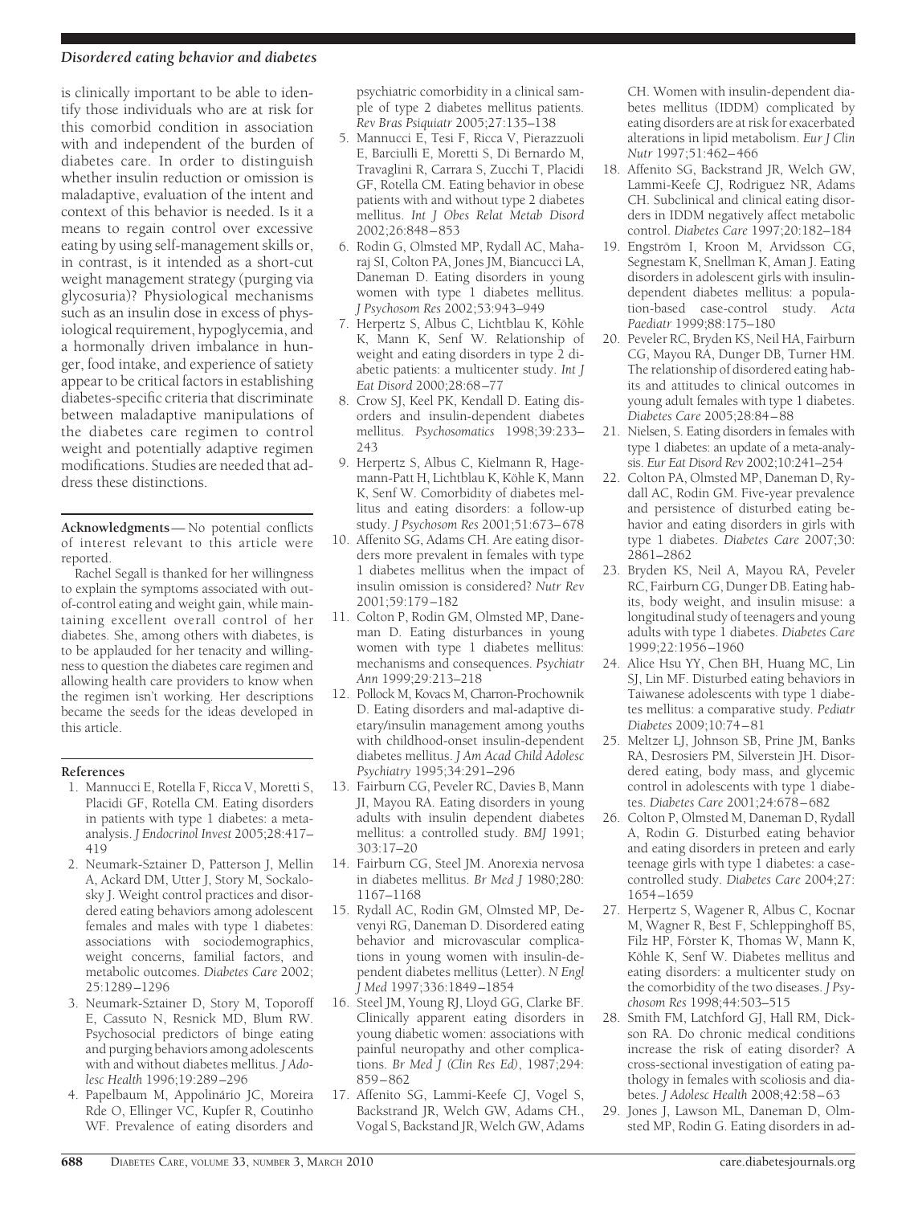is clinically important to be able to identify those individuals who are at risk for this comorbid condition in association with and independent of the burden of diabetes care. In order to distinguish whether insulin reduction or omission is maladaptive, evaluation of the intent and context of this behavior is needed. Is it a means to regain control over excessive eating by using self-management skills or, in contrast, is it intended as a short-cut weight management strategy (purging via glycosuria)? Physiological mechanisms such as an insulin dose in excess of physiological requirement, hypoglycemia, and a hormonally driven imbalance in hunger, food intake, and experience of satiety appear to be critical factors in establishing diabetes-specific criteria that discriminate between maladaptive manipulations of the diabetes care regimen to control weight and potentially adaptive regimen modifications. Studies are needed that address these distinctions.

**Acknowledgments**— No potential conflicts of interest relevant to this article were reported.

Rachel Segall is thanked for her willingness to explain the symptoms associated with out-of-control eating and weight gain, while maintaining excellent overall control of her diabetes. She, among others with diabetes, is to be applauded for her tenacity and willingness to question the diabetes care regimen and allowing health care providers to know when the regimen isn't working. Her descriptions became the seeds for the ideas developed in this article.

## References

1. Mannucci E, Rotella F, Ricca V, Moretti S, Placidi GF, Rotella CM. Eating disorders in patients with type 1 diabetes: a meta-analysis. *J Endocrinol Invest* 2005;28:417–419
2. Neumark-Sztainer D, Patterson J, Mellin A, Ackard DM, Utter J, Story M, Sockalosky J. Weight control practices and disordered eating behaviors among adolescent females and males with type 1 diabetes: associations with sociodemographics, weight concerns, familial factors, and metabolic outcomes. *Diabetes Care* 2002; 25:1289–1296
3. Neumark-Sztainer D, Story M, Toporoff E, Cassuto N, Resnick MD, Blum RW. Psychosocial predictors of binge eating and purging behaviors among adolescents with and without diabetes mellitus. *J Adolesc Health* 1996;19:289–296
4. Papelbaum M, Appolinário JC, Moreira Rde O, Ellinger VC, Kupfer R, Coutinho WF. Prevalence of eating disorders and psychiatric comorbidity in a clinical sample of type 2 diabetes mellitus patients. *Rev Bras Psiquiatr* 2005;27:135–138
5. Mannucci E, Tesi F, Ricca V, Pierazzuoli E, Barciulli E, Moretti S, Di Bernardo M, Travaglini R, Carrara S, Zucchi T, Placidi GF, Rotella CM. Eating behavior in obese patients with and without type 2 diabetes mellitus. *Int J Obes Relat Metab Disord* 2002;26:848–853
6. Rodin G, Olmsted MP, Rydall AC, Maharaj SI, Colton PA, Jones JM, Biancucci LA, Daneman D. Eating disorders in young women with type 1 diabetes mellitus. *J Psychosom Res* 2002;53:943–949
7. Herpertz S, Albus C, Lichtblau K, Köhle K, Mann K, Senf W. Relationship of weight and eating disorders in type 2 diabetic patients: a multicenter study. *Int J Eat Disord* 2000;28:68–77
8. Crow SJ, Keel PK, Kendall D. Eating disorders and insulin-dependent diabetes mellitus. *Psychosomatics* 1998;39:233–243
9. Herpertz S, Albus C, Kielmann R, Hagemann-Patt H, Lichtblau K, Köhle K, Mann K, Senf W. Comorbidity of diabetes mellitus and eating disorders: a follow-up study. *J Psychosom Res* 2001;51:673–678
10. Affenito SG, Adams CH. Are eating disorders more prevalent in females with type 1 diabetes mellitus when the impact of insulin omission is considered? *Nutr Rev* 2001;59:179–182
11. Colton P, Rodin GM, Olmsted MP, Daneman D. Eating disturbances in young women with type 1 diabetes mellitus: mechanisms and consequences. *Psychiatr Ann* 1999;29:213–218
12. Pollock M, Kovacs M, Charron-Prochownik D. Eating disorders and mal-adaptive dietary/insulin management among youths with childhood-onset insulin-dependent diabetes mellitus. *J Am Acad Child Adolesc Psychiatry* 1995;34:291–296
13. Fairburn CG, Peveler RC, Davies B, Mann JI, Mayou RA. Eating disorders in young adults with insulin dependent diabetes mellitus: a controlled study. *BMJ* 1991; 303:17–20
14. Fairburn CG, Steel JM. Anorexia nervosa in diabetes mellitus. *Br Med J* 1980;280: 1167–1168
15. Rydall AC, Rodin GM, Olmsted MP, Devenyi RG, Daneman D. Disordered eating behavior and microvascular complications in young women with insulin-dependent diabetes mellitus (Letter). *N Engl J Med* 1997;336:1849–1854
16. Steel JM, Young RJ, Lloyd GG, Clarke BF. Clinically apparent eating disorders in young diabetic women: associations with painful neuropathy and other complications. *Br Med J (Clin Res Ed)*, 1987;294: 859–862
17. Affenito SG, Lammi-Keefe CJ, Vogel S, Backstrand JR, Welch GW, Adams CH., Vogal S, Backstand JR, Welch GW, Adams CH. Women with insulin-dependent diabetes mellitus (IDDM) complicated by eating disorders are at risk for exacerbated alterations in lipid metabolism. *Eur J Clin Nutr* 1997;51:462–466
18. Affenito SG, Backstrand JR, Welch GW, Lammi-Keefe CJ, Rodriguez NR, Adams CH. Subclinical and clinical eating disorders in IDDM negatively affect metabolic control. *Diabetes Care* 1997;20:182–184
19. Engström I, Kroon M, Arvidsson CG, Segnestam K, Snellman K, Aman J. Eating disorders in adolescent girls with insulin-dependent diabetes mellitus: a population-based case-control study. *Acta Paediatr* 1999;88:175–180
20. Peveler RC, Bryden KS, Neil HA, Fairburn CG, Mayou RA, Dunger DB, Turner HM. The relationship of disordered eating habits and attitudes to clinical outcomes in young adult females with type 1 diabetes. *Diabetes Care* 2005;28:84–88
21. Nielsen, S. Eating disorders in females with type 1 diabetes: an update of a meta-analysis. *Eur Eat Disord Rev* 2002;10:241–254
22. Colton PA, Olmsted MP, Daneman D, Rydall AC, Rodin GM. Five-year prevalence and persistence of disturbed eating behavior and eating disorders in girls with type 1 diabetes. *Diabetes Care* 2007;30: 2861–2862
23. Bryden KS, Neil A, Mayou RA, Peveler RC, Fairburn CG, Dunger DB. Eating habits, body weight, and insulin misuse: a longitudinal study of teenagers and young adults with type 1 diabetes. *Diabetes Care* 1999;22:1956–1960
24. Alice Hsu YY, Chen BH, Huang MC, Lin SJ, Lin MF. Disturbed eating behaviors in Taiwanese adolescents with type 1 diabetes mellitus: a comparative study. *Pediatr Diabetes* 2009;10:74–81
25. Meltzer LJ, Johnson SB, Prine JM, Banks RA, Desrosiers PM, Silverstein JH. Disordered eating, body mass, and glycemic control in adolescents with type 1 diabetes. *Diabetes Care* 2001;24:678–682
26. Colton P, Olmsted M, Daneman D, Rydall A, Rodin G. Disturbed eating behavior and eating disorders in preteen and early teenage girls with type 1 diabetes: a case-controlled study. *Diabetes Care* 2004;27: 1654–1659
27. Herpertz S, Wagener R, Albus C, Kocnar M, Wagner R, Best F, Schleppinghoff BS, Filz HP, Förster K, Thomas W, Mann K, Köhle K, Senf W. Diabetes mellitus and eating disorders: a multicenter study on the comorbidity of the two diseases. *J Psychosom Res* 1998;44:503–515
28. Smith FM, Latchford GJ, Hall RM, Dickson RA. Do chronic medical conditions increase the risk of eating disorder? A cross-sectional investigation of eating pathology in females with scoliosis and diabetes. *J Adolesc Health* 2008;42:58–63
29. Jones J, Lawson ML, Daneman D, Olmsted MP, Rodin G. Eating disorders in ad-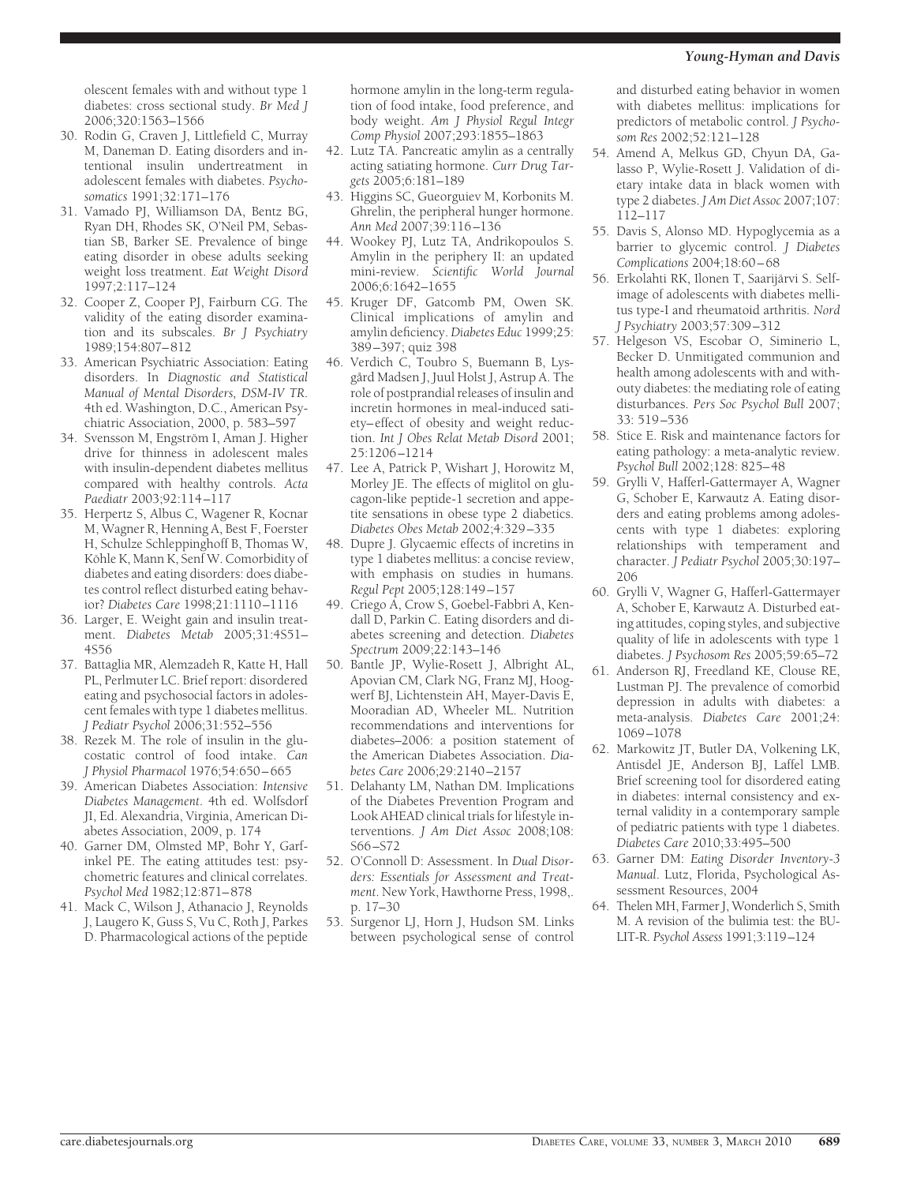olescent females with and without type 1 diabetes: cross sectional study. *Br Med J* 2006;320:1563–1566

30. Rodin G, Craven J, Littlefield C, Murray M, Daneman D. Eating disorders and intentional insulin undertreatment in adolescent females with diabetes. *Psychosomatics* 1991;32:171–176
31. Vamado PJ, Williamson DA, Bentz BG, Ryan DH, Rhodes SK, O'Neil PM, Sebastian SB, Barker SE. Prevalence of binge eating disorder in obese adults seeking weight loss treatment. *Eat Weight Disord* 1997;2:117–124
32. Cooper Z, Cooper PJ, Fairburn CG. The validity of the eating disorder examination and its subscales. *Br J Psychiatry* 1989;154:807–812
33. American Psychiatric Association: Eating disorders. In *Diagnostic and Statistical Manual of Mental Disorders, DSM-IV TR*. 4th ed. Washington, D.C., American Psychiatric Association, 2000, p. 583–597
34. Svensson M, Engström I, Aman J. Higher drive for thinness in adolescent males with insulin-dependent diabetes mellitus compared with healthy controls. *Acta Paediatr* 2003;92:114–117
35. Herpertz S, Albus C, Wagener R, Kocnar M, Wagner R, Henning A, Best F, Foerster H, Schulze Schleppinghoff B, Thomas W, Köhle K, Mann K, Senf W. Comorbidity of diabetes and eating disorders: does diabetes control reflect disturbed eating behavior? *Diabetes Care* 1998;21:1110–1116
36. Larger, E. Weight gain and insulin treatment. *Diabetes Metab* 2005;31:4S51–4S56
37. Battaglia MR, Alemzadeh R, Katte H, Hall PL, Perlmuter LC. Brief report: disordered eating and psychosocial factors in adolescent females with type 1 diabetes mellitus. *J Pediatr Psychol* 2006;31:552–556
38. Rezek M. The role of insulin in the glucostatic control of food intake. *Can J Physiol Pharmacol* 1976;54:650–665
39. American Diabetes Association: *Intensive Diabetes Management*. 4th ed. Wolfsdorf JI, Ed. Alexandria, Virginia, American Diabetes Association, 2009, p. 174
40. Garner DM, Olmsted MP, Bohr Y, Garfinkel PE. The eating attitudes test: psychometric features and clinical correlates. *Psychol Med* 1982;12:871–878
41. Mack C, Wilson J, Athanacio J, Reynolds J, Laugero K, Guss S, Vu C, Roth J, Parkes D. Pharmacological actions of the peptide hormone amylin in the long-term regulation of food intake, food preference, and body weight. *Am J Physiol Regul Integr Comp Physiol* 2007;293:1855–1863
42. Lutz TA. Pancreatic amylin as a centrally acting satiating hormone. *Curr Drug Targets* 2005;6:181–189
43. Higgins SC, Gueorguiev M, Korbonits M. Ghrelin, the peripheral hunger hormone. *Ann Med* 2007;39:116–136
44. Wookey PJ, Lutz TA, Andrikopoulos S. Amylin in the periphery II: an updated mini-review. *Scientific World Journal* 2006;6:1642–1655
45. Kruger DF, Gatcomb PM, Owen SK. Clinical implications of amylin and amylin deficiency. *Diabetes Educ* 1999;25: 389–397; quiz 398
46. Verdich C, Toubro S, Buemann B, Lysgård Madsen J, Juul Holst J, Astrup A. The role of postprandial releases of insulin and incretin hormones in meal-induced satiety—effect of obesity and weight reduction. *Int J Obes Relat Metab Disord* 2001; 25:1206–1214
47. Lee A, Patrick P, Wishart J, Horowitz M, Morley JE. The effects of miglitol on glucagon-like peptide-1 secretion and appetite sensations in obese type 2 diabetics. *Diabetes Obes Metab* 2002;4:329–335
48. Dupre J. Glycaemic effects of incretins in type 1 diabetes mellitus: a concise review, with emphasis on studies in humans. *Regul Pept* 2005;128:149–157
49. Criego A, Crow S, Goebel-Fabbri A, Kendall D, Parkin C. Eating disorders and diabetes screening and detection. *Diabetes Spectrum* 2009;22:143–146
50. Bantle JP, Wylie-Rosett J, Albright AL, Apovian CM, Clark NG, Franz MJ, Hoogwerf BJ, Lichtenstein AH, Mayer-Davis E, Mooradian AD, Wheeler ML. Nutrition recommendations and interventions for diabetes–2006: a position statement of the American Diabetes Association. *Diabetes Care* 2006;29:2140–2157
51. Delahanty LM, Nathan DM. Implications of the Diabetes Prevention Program and Look AHEAD clinical trials for lifestyle interventions. *J Am Diet Assoc* 2008;108: S66–S72
52. O'Connoll D: Assessment. In *Dual Disorders: Essentials for Assessment and Treatment*. New York, Hawthorne Press, 1998,. p. 17–30
53. Surgenor LJ, Horn J, Hudson SM. Links between psychological sense of control and disturbed eating behavior in women with diabetes mellitus: implications for predictors of metabolic control. *J Psychosom Res* 2002;52:121–128
54. Amend A, Melkus GD, Chyun DA, Galasso P, Wylie-Rosett J. Validation of dietary intake data in black women with type 2 diabetes. *J Am Diet Assoc* 2007;107: 112–117
55. Davis S, Alonso MD. Hypoglycemia as a barrier to glycemic control. *J Diabetes Complications* 2004;18:60–68
56. Erkolahti RK, Ilonen T, Saarijärvi S. Self-image of adolescents with diabetes mellitus type-I and rheumatoid arthritis. *Nord J Psychiatry* 2003;57:309–312
57. Helgeson VS, Escobar O, Siminerio L, Becker D. Unmitigated communion and health among adolescents with and withouty diabetes: the mediating role of eating disturbances. *Pers Soc Psychol Bull* 2007; 33: 519–536
58. Stice E. Risk and maintenance factors for eating pathology: a meta-analytic review. *Psychol Bull* 2002;128: 825–48
59. Grylli V, Hafferl-Gattermayer A, Wagner G, Schober E, Karwautz A. Eating disorders and eating problems among adolescents with type 1 diabetes: exploring relationships with temperament and character. *J Pediatr Psychol* 2005;30:197–206
60. Grylli V, Wagner G, Hafferl-Gattermayer A, Schober E, Karwautz A. Disturbed eating attitudes, coping styles, and subjective quality of life in adolescents with type 1 diabetes. *J Psychosom Res* 2005;59:65–72
61. Anderson RJ, Freedland KE, Clouse RE, Lustman PJ. The prevalence of comorbid depression in adults with diabetes: a meta-analysis. *Diabetes Care* 2001;24: 1069–1078
62. Markowitz JT, Butler DA, Volkening LK, Antisdel JE, Anderson BJ, Laffel LMB. Brief screening tool for disordered eating in diabetes: internal consistency and external validity in a contemporary sample of pediatric patients with type 1 diabetes. *Diabetes Care* 2010;33:495–500
63. Garner DM: *Eating Disorder Inventory-3 Manual*. Lutz, Florida, Psychological Assessment Resources, 2004
64. Thelen MH, Farmer J, Wonderlich S, Smith M. A revision of the bulimia test: the BULIT-R. *Psychol Assess* 1991;3:119–124